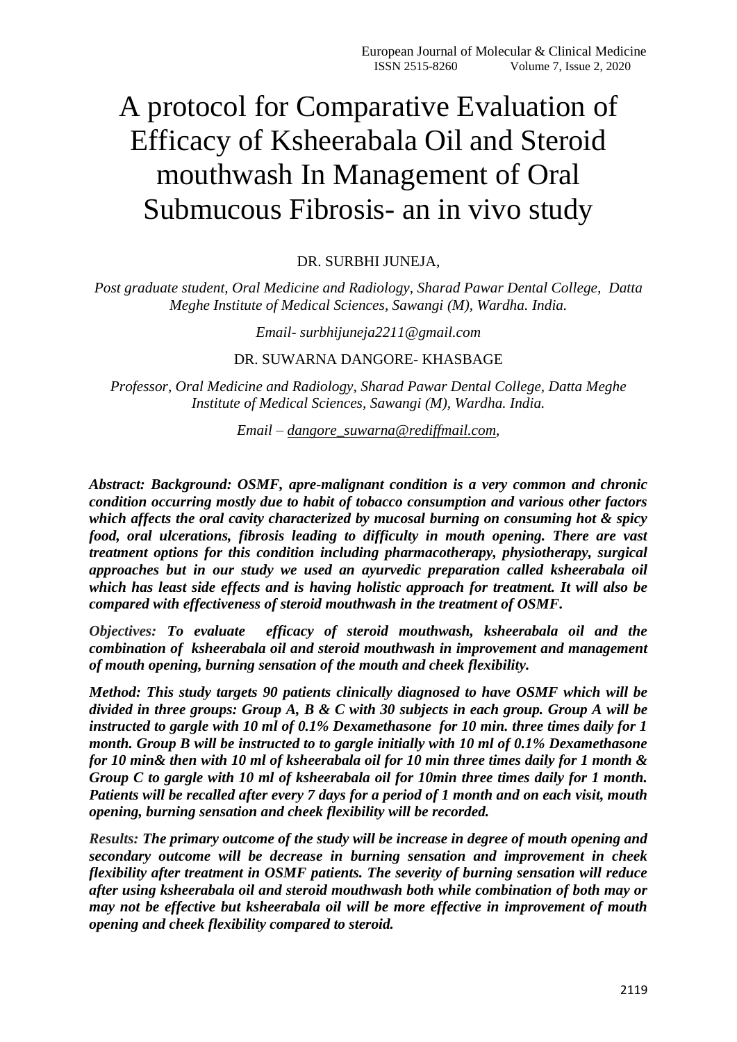# A protocol for Comparative Evaluation of Efficacy of Ksheerabala Oil and Steroid mouthwash In Management of Oral Submucous Fibrosis- an in vivo study

DR. SURBHI JUNEJA,

*Post graduate student, Oral Medicine and Radiology, Sharad Pawar Dental College, Datta Meghe Institute of Medical Sciences, Sawangi (M), Wardha. India.*

*Email- surbhijuneja2211@gmail.com*

DR. SUWARNA DANGORE- KHASBAGE

*Professor, Oral Medicine and Radiology, Sharad Pawar Dental College, Datta Meghe Institute of Medical Sciences, Sawangi (M), Wardha. India.*

*Email – dangore_suwarna@rediffmail.com,*

***Abstract: Background: OSMF, apre-malignant condition is a very common and chronic condition occurring mostly due to habit of tobacco consumption and various other factors which affects the oral cavity characterized by mucosal burning on consuming hot & spicy food, oral ulcerations, fibrosis leading to difficulty in mouth opening. There are vast treatment options for this condition including pharmacotherapy, physiotherapy, surgical approaches but in our study we used an ayurvedic preparation called ksheerabala oil which has least side effects and is having holistic approach for treatment. It will also be compared with effectiveness of steroid mouthwash in the treatment of OSMF.***

***Objectives: To evaluate efficacy of steroid mouthwash, ksheerabala oil and the combination of ksheerabala oil and steroid mouthwash in improvement and management of mouth opening, burning sensation of the mouth and cheek flexibility.***

***Method: This study targets 90 patients clinically diagnosed to have OSMF which will be divided in three groups: Group A, B & C with 30 subjects in each group. Group A will be instructed to gargle with 10 ml of 0.1% Dexamethasone for 10 min. three times daily for 1 month. Group B will be instructed to to gargle initially with 10 ml of 0.1% Dexamethasone for 10 min& then with 10 ml of ksheerabala oil for 10 min three times daily for 1 month & Group C to gargle with 10 ml of ksheerabala oil for 10min three times daily for 1 month. Patients will be recalled after every 7 days for a period of 1 month and on each visit, mouth opening, burning sensation and cheek flexibility will be recorded.***

***Results: The primary outcome of the study will be increase in degree of mouth opening and secondary outcome will be decrease in burning sensation and improvement in cheek flexibility after treatment in OSMF patients. The severity of burning sensation will reduce after using ksheerabala oil and steroid mouthwash both while combination of both may or may not be effective but ksheerabala oil will be more effective in improvement of mouth opening and cheek flexibility compared to steroid.***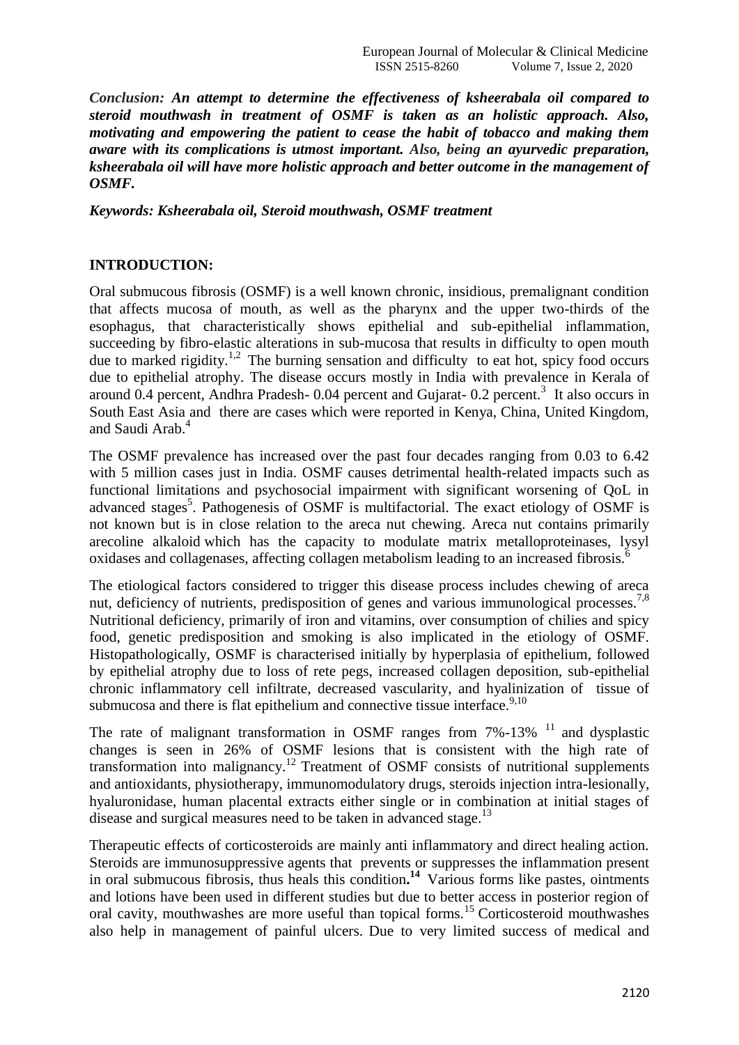***Conclusion: An attempt to determine the effectiveness of ksheerabala oil compared to steroid mouthwash in treatment of OSMF is taken as an holistic approach. Also, motivating and empowering the patient to cease the habit of tobacco and making them aware with its complications is utmost important. Also, being an ayurvedic preparation, ksheerabala oil will have more holistic approach and better outcome in the management of OSMF.***

***Keywords: Ksheerabala oil, Steroid mouthwash, OSMF treatment***

## INTRODUCTION:

Oral submucous fibrosis (OSMF) is a well known chronic, insidious, premalignant condition that affects mucosa of mouth, as well as the pharynx and the upper two-thirds of the esophagus, that characteristically shows epithelial and sub-epithelial inflammation, succeeding by fibro-elastic alterations in sub-mucosa that results in difficulty to open mouth due to marked rigidity.[1,2] The burning sensation and difficulty to eat hot, spicy food occurs due to epithelial atrophy. The disease occurs mostly in India with prevalence in Kerala of around 0.4 percent, Andhra Pradesh- 0.04 percent and Gujarat- 0.2 percent.[3] It also occurs in South East Asia and there are cases which were reported in Kenya, China, United Kingdom, and Saudi Arab.[4]

The OSMF prevalence has increased over the past four decades ranging from 0.03 to 6.42 with 5 million cases just in India. OSMF causes detrimental health-related impacts such as functional limitations and psychosocial impairment with significant worsening of QoL in advanced stages[5]. Pathogenesis of OSMF is multifactorial. The exact etiology of OSMF is not known but is in close relation to the areca nut chewing. Areca nut contains primarily arecoline alkaloid which has the capacity to modulate matrix metalloproteinases, lysyl oxidases and collagenases, affecting collagen metabolism leading to an increased fibrosis.[6]

The etiological factors considered to trigger this disease process includes chewing of areca nut, deficiency of nutrients, predisposition of genes and various immunological processes.[7,8] Nutritional deficiency, primarily of iron and vitamins, over consumption of chilies and spicy food, genetic predisposition and smoking is also implicated in the etiology of OSMF. Histopathologically, OSMF is characterised initially by hyperplasia of epithelium, followed by epithelial atrophy due to loss of rete pegs, increased collagen deposition, sub-epithelial chronic inflammatory cell infiltrate, decreased vascularity, and hyalinization of tissue of submucosa and there is flat epithelium and connective tissue interface.[9,10]

The rate of malignant transformation in OSMF ranges from 7%-13% [11] and dysplastic changes is seen in 26% of OSMF lesions that is consistent with the high rate of transformation into malignancy.[12] Treatment of OSMF consists of nutritional supplements and antioxidants, physiotherapy, immunomodulatory drugs, steroids injection intra-lesionally, hyaluronidase, human placental extracts either single or in combination at initial stages of disease and surgical measures need to be taken in advanced stage.[13]

Therapeutic effects of corticosteroids are mainly anti inflammatory and direct healing action. Steroids are immunosuppressive agents that prevents or suppresses the inflammation present in oral submucous fibrosis, thus heals this condition**.**[14] Various forms like pastes, ointments and lotions have been used in different studies but due to better access in posterior region of oral cavity, mouthwashes are more useful than topical forms.[15] Corticosteroid mouthwashes also help in management of painful ulcers. Due to very limited success of medical and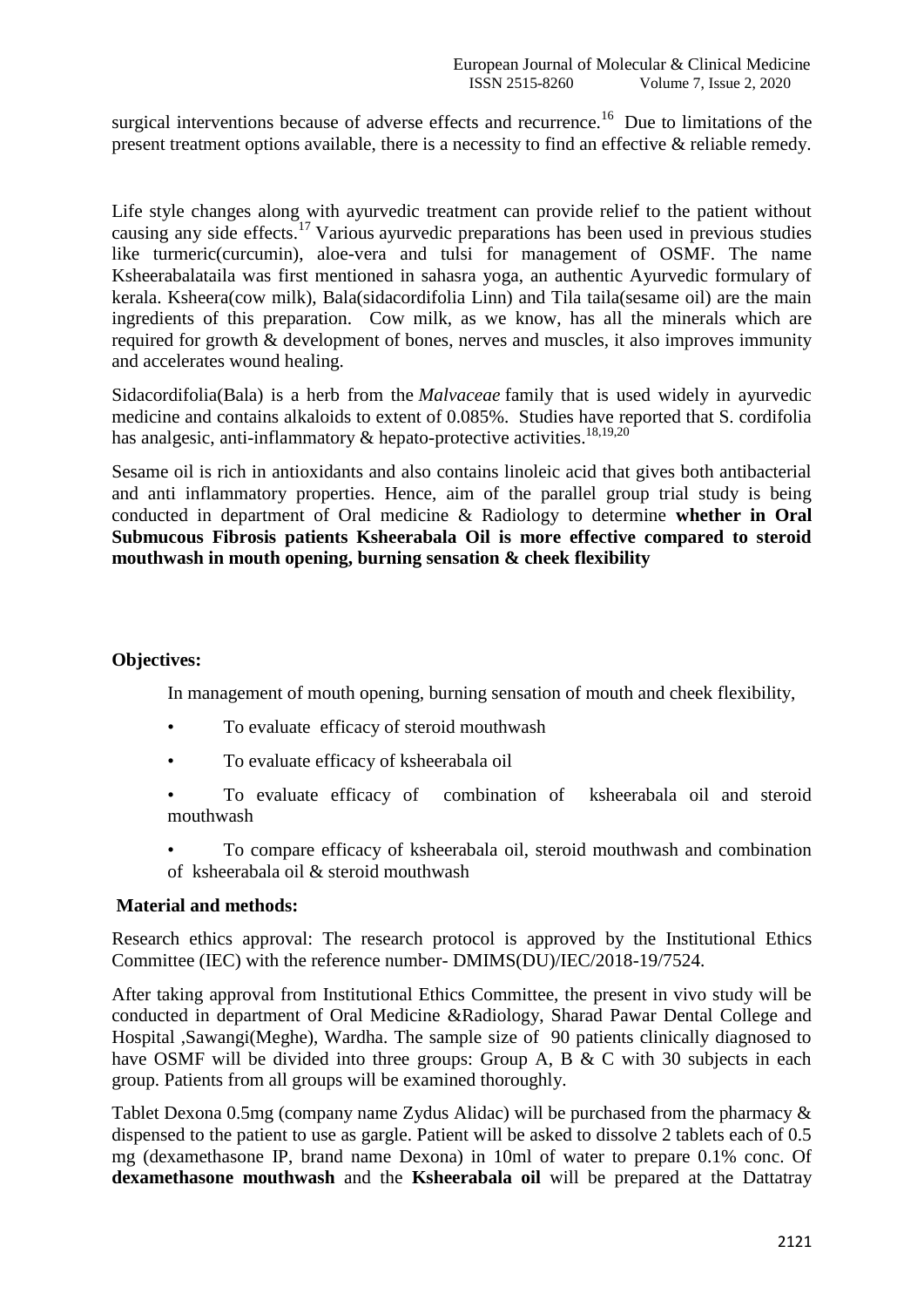surgical interventions because of adverse effects and recurrence.[16] Due to limitations of the present treatment options available, there is a necessity to find an effective & reliable remedy.

Life style changes along with ayurvedic treatment can provide relief to the patient without causing any side effects.[17] Various ayurvedic preparations has been used in previous studies like turmeric(curcumin), aloe-vera and tulsi for management of OSMF. The name Ksheerabalataila was first mentioned in sahasra yoga, an authentic Ayurvedic formulary of kerala. Ksheera(cow milk), Bala(sidacordifolia Linn) and Tila taila(sesame oil) are the main ingredients of this preparation. Cow milk, as we know, has all the minerals which are required for growth & development of bones, nerves and muscles, it also improves immunity and accelerates wound healing.

Sidacordifolia(Bala) is a herb from the *Malvaceae* family that is used widely in ayurvedic medicine and contains alkaloids to extent of 0.085%. Studies have reported that S. cordifolia has analgesic, anti-inflammatory & hepato-protective activities.[18,19,20]

Sesame oil is rich in antioxidants and also contains linoleic acid that gives both antibacterial and anti inflammatory properties. Hence, aim of the parallel group trial study is being conducted in department of Oral medicine & Radiology to determine **whether in Oral Submucous Fibrosis patients Ksheerabala Oil is more effective compared to steroid mouthwash in mouth opening, burning sensation & cheek flexibility**

**Objectives:**

In management of mouth opening, burning sensation of mouth and cheek flexibility,

- To evaluate efficacy of steroid mouthwash
- To evaluate efficacy of ksheerabala oil
- To evaluate efficacy of combination of ksheerabala oil and steroid mouthwash
- To compare efficacy of ksheerabala oil, steroid mouthwash and combination of ksheerabala oil & steroid mouthwash

**Material and methods:**

Research ethics approval: The research protocol is approved by the Institutional Ethics Committee (IEC) with the reference number- DMIMS(DU)/IEC/2018-19/7524.

After taking approval from Institutional Ethics Committee, the present in vivo study will be conducted in department of Oral Medicine &Radiology, Sharad Pawar Dental College and Hospital ,Sawangi(Meghe), Wardha. The sample size of 90 patients clinically diagnosed to have OSMF will be divided into three groups: Group A, B & C with 30 subjects in each group. Patients from all groups will be examined thoroughly.

Tablet Dexona 0.5mg (company name Zydus Alidac) will be purchased from the pharmacy & dispensed to the patient to use as gargle. Patient will be asked to dissolve 2 tablets each of 0.5 mg (dexamethasone IP, brand name Dexona) in 10ml of water to prepare 0.1% conc. Of **dexamethasone mouthwash** and the **Ksheerabala oil** will be prepared at the Dattatray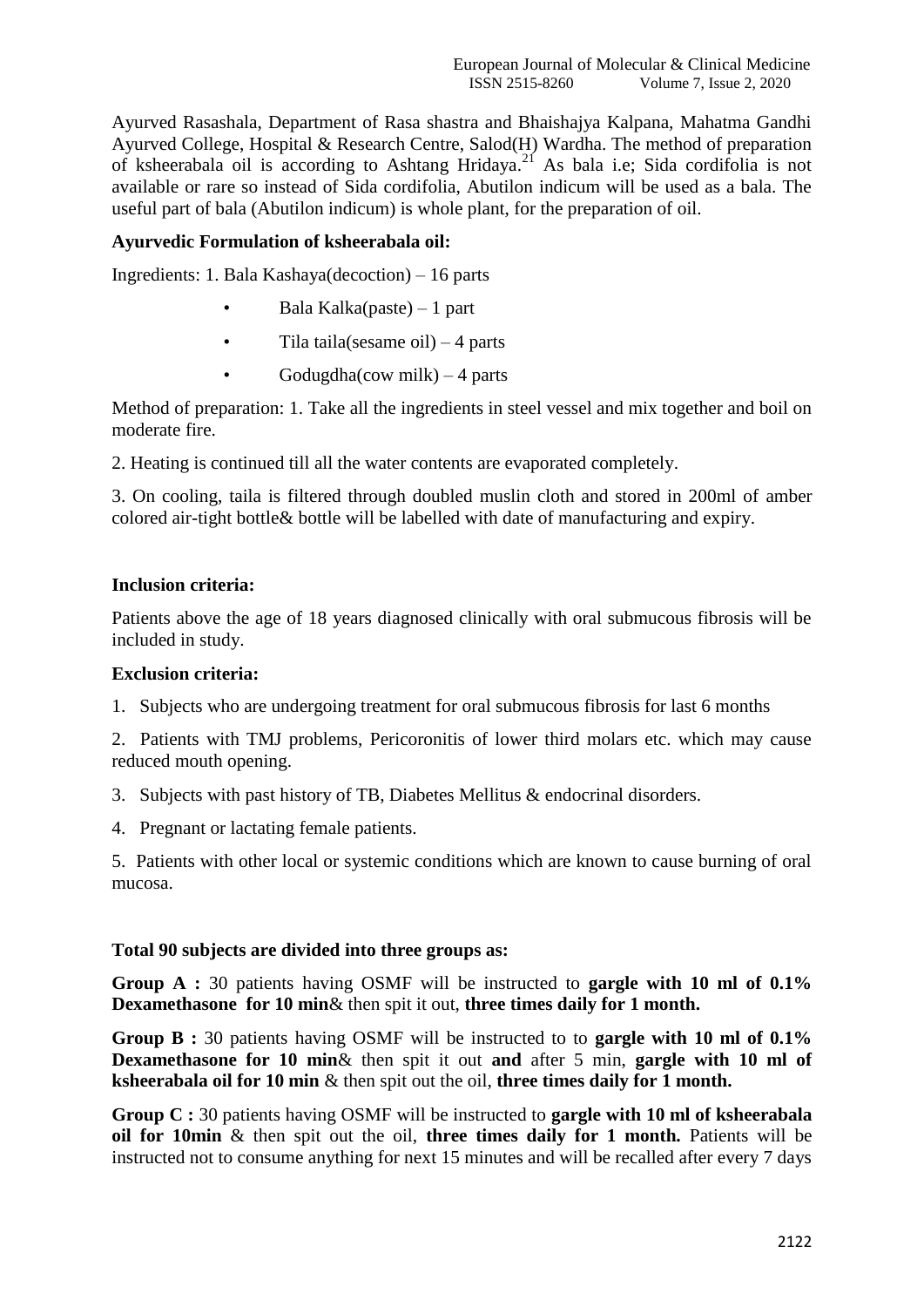Ayurved Rasashala, Department of Rasa shastra and Bhaishajya Kalpana, Mahatma Gandhi Ayurved College, Hospital & Research Centre, Salod(H) Wardha. The method of preparation of ksheerabala oil is according to Ashtang Hridaya.[21] As bala i.e; Sida cordifolia is not available or rare so instead of Sida cordifolia, Abutilon indicum will be used as a bala. The useful part of bala (Abutilon indicum) is whole plant, for the preparation of oil.

**Ayurvedic Formulation of ksheerabala oil:**

Ingredients: 1. Bala Kashaya(decoction) – 16 parts

- Bala Kalka(paste) – 1 part
- Tila taila(sesame oil) – 4 parts
- Godugdha(cow milk) – 4 parts

Method of preparation: 1. Take all the ingredients in steel vessel and mix together and boil on moderate fire.

2. Heating is continued till all the water contents are evaporated completely.

3. On cooling, taila is filtered through doubled muslin cloth and stored in 200ml of amber colored air-tight bottle& bottle will be labelled with date of manufacturing and expiry.

**Inclusion criteria:**

Patients above the age of 18 years diagnosed clinically with oral submucous fibrosis will be included in study.

**Exclusion criteria:**

1. Subjects who are undergoing treatment for oral submucous fibrosis for last 6 months
2. Patients with TMJ problems, Pericoronitis of lower third molars etc. which may cause reduced mouth opening.
3. Subjects with past history of TB, Diabetes Mellitus & endocrinal disorders.
4. Pregnant or lactating female patients.
5. Patients with other local or systemic conditions which are known to cause burning of oral mucosa.

**Total 90 subjects are divided into three groups as:**

**Group A :** 30 patients having OSMF will be instructed to **gargle with 10 ml of 0.1% Dexamethasone for 10 min**& then spit it out, **three times daily for 1 month.**

**Group B :** 30 patients having OSMF will be instructed to to **gargle with 10 ml of 0.1% Dexamethasone for 10 min**& then spit it out **and** after 5 min, **gargle with 10 ml of ksheerabala oil for 10 min** & then spit out the oil, **three times daily for 1 month.**

**Group C :** 30 patients having OSMF will be instructed to **gargle with 10 ml of ksheerabala oil for 10min** & then spit out the oil, **three times daily for 1 month.** Patients will be instructed not to consume anything for next 15 minutes and will be recalled after every 7 days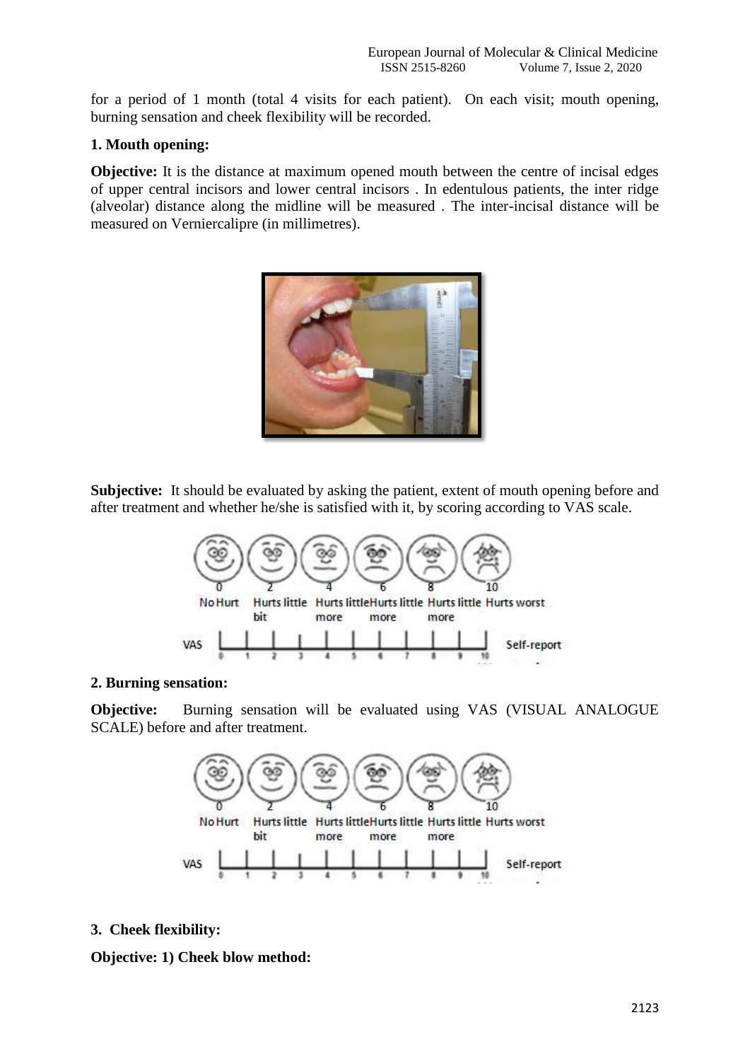for a period of 1 month (total 4 visits for each patient). On each visit; mouth opening, burning sensation and cheek flexibility will be recorded.

**1. Mouth opening:**

**Objective:** It is the distance at maximum opened mouth between the centre of incisal edges of upper central incisors and lower central incisors . In edentulous patients, the inter ridge (alveolar) distance along the midline will be measured . The inter-incisal distance will be measured on Verniercalipre (in millimetres).

**Subjective:** It should be evaluated by asking the patient, extent of mouth opening before and after treatment and whether he/she is satisfied with it, by scoring according to VAS scale.

0 No Hurt
2 Hurts little bit
4 Hurts little more
6 Hurts little more
8 Hurts little more
10 Hurts worst

VAS 0 1 2 3 4 5 6 7 8 9 10 Self-report

**2. Burning sensation:**

**Objective:** Burning sensation will be evaluated using VAS (VISUAL ANALOGUE SCALE) before and after treatment.

0 No Hurt
2 Hurts little bit
4 Hurts little more
6 Hurts little more
8 Hurts little more
10 Hurts worst

VAS 0 1 2 3 4 5 6 7 8 9 10 Self-report

**3. Cheek flexibility:**

**Objective: 1) Cheek blow method:**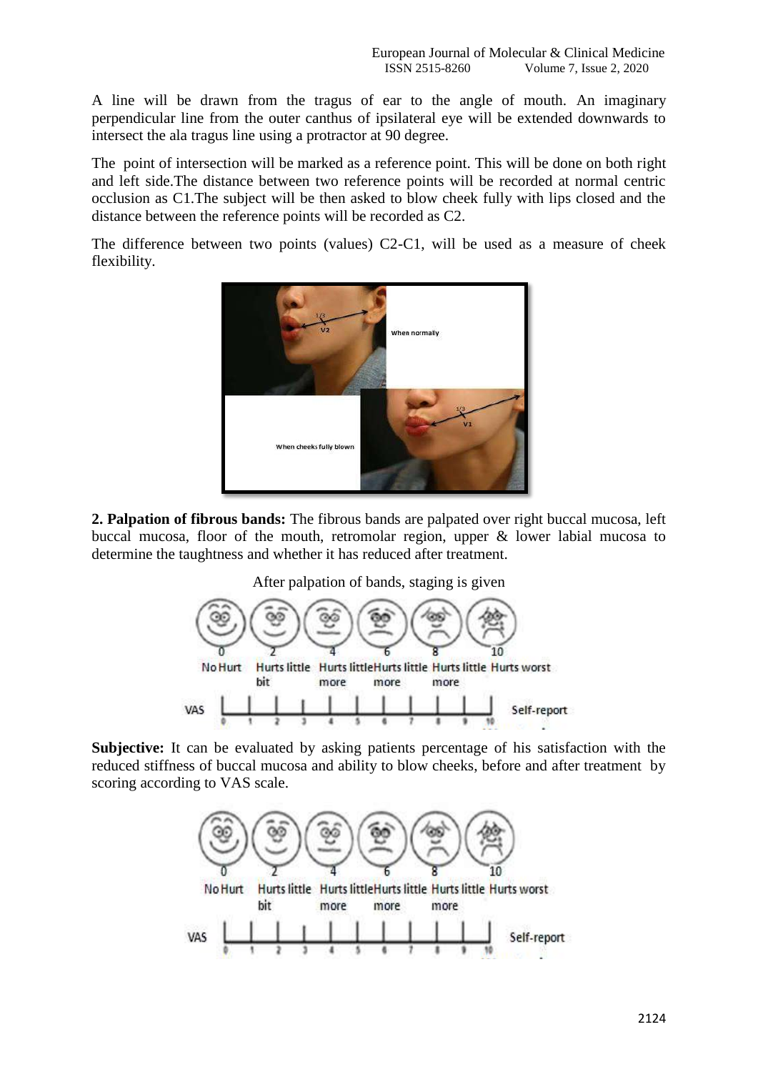A line will be drawn from the tragus of ear to the angle of mouth. An imaginary perpendicular line from the outer canthus of ipsilateral eye will be extended downwards to intersect the ala tragus line using a protractor at 90 degree.

The point of intersection will be marked as a reference point. This will be done on both right and left side.The distance between two reference points will be recorded at normal centric occlusion as C1.The subject will be then asked to blow cheek fully with lips closed and the distance between the reference points will be recorded as C2.

The difference between two points (values) C2-C1, will be used as a measure of cheek flexibility.

1/3
V2
When normally
1/3
V1
When cheeks fully blown

**2. Palpation of fibrous bands:** The fibrous bands are palpated over right buccal mucosa, left buccal mucosa, floor of the mouth, retromolar region, upper & lower labial mucosa to determine the taughtness and whether it has reduced after treatment.

After palpation of bands, staging is given

0 No Hurt
2 Hurts little bit
4 Hurts little more
6 Hurts little more
8 Hurts little more
10 Hurts worst
VAS 0 1 2 3 4 5 6 7 8 9 10 Self-report

**Subjective:** It can be evaluated by asking patients percentage of his satisfaction with the reduced stiffness of buccal mucosa and ability to blow cheeks, before and after treatment by scoring according to VAS scale.

0 No Hurt
2 Hurts little bit
4 Hurts little more
6 Hurts little more
8 Hurts little more
10 Hurts worst
VAS 0 1 2 3 4 5 6 7 8 9 10 Self-report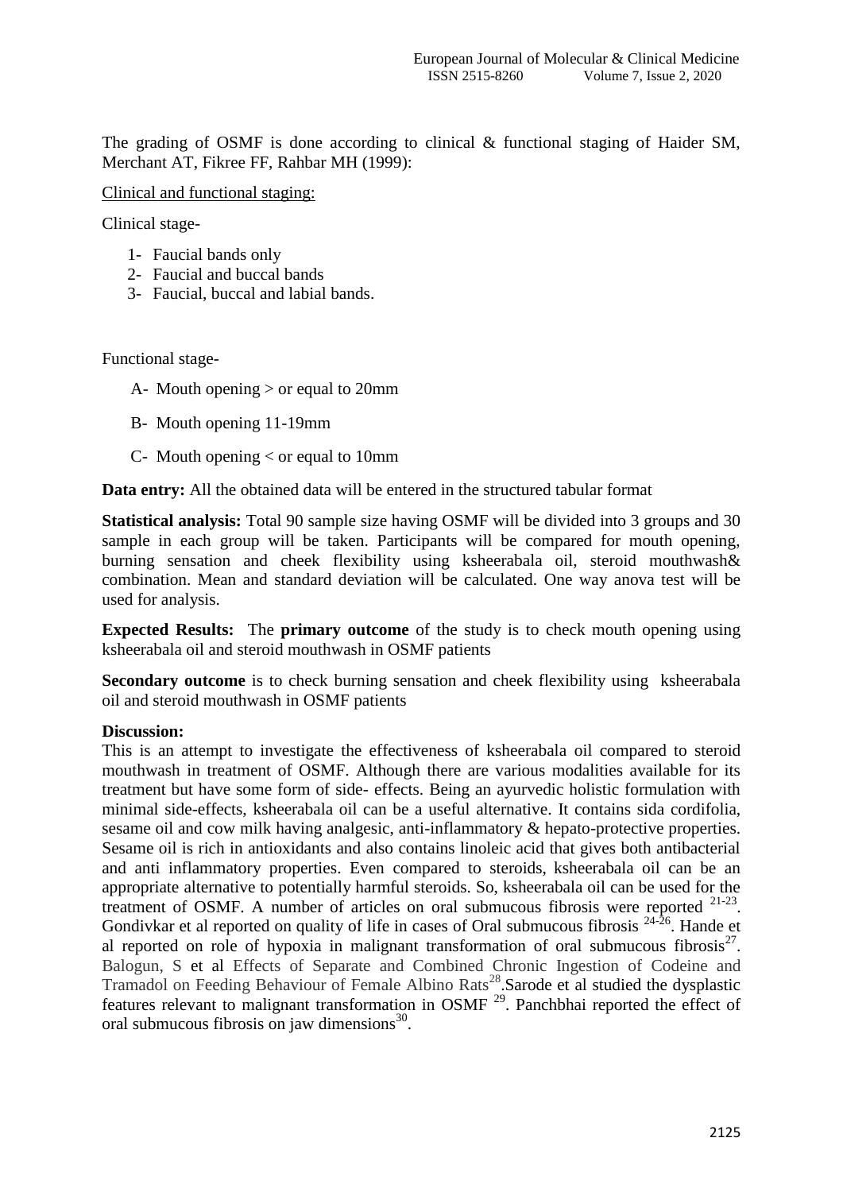The grading of OSMF is done according to clinical & functional staging of Haider SM, Merchant AT, Fikree FF, Rahbar MH (1999):

Clinical and functional staging:

Clinical stage-

1- Faucial bands only
2- Faucial and buccal bands
3- Faucial, buccal and labial bands.

Functional stage-

A- Mouth opening > or equal to 20mm

B- Mouth opening 11-19mm

C- Mouth opening < or equal to 10mm

**Data entry:** All the obtained data will be entered in the structured tabular format

**Statistical analysis:** Total 90 sample size having OSMF will be divided into 3 groups and 30 sample in each group will be taken. Participants will be compared for mouth opening, burning sensation and cheek flexibility using ksheerabala oil, steroid mouthwash& combination. Mean and standard deviation will be calculated. One way anova test will be used for analysis.

**Expected Results:** The **primary outcome** of the study is to check mouth opening using ksheerabala oil and steroid mouthwash in OSMF patients

**Secondary outcome** is to check burning sensation and cheek flexibility using ksheerabala oil and steroid mouthwash in OSMF patients

**Discussion:**

This is an attempt to investigate the effectiveness of ksheerabala oil compared to steroid mouthwash in treatment of OSMF. Although there are various modalities available for its treatment but have some form of side- effects. Being an ayurvedic holistic formulation with minimal side-effects, ksheerabala oil can be a useful alternative. It contains sida cordifolia, sesame oil and cow milk having analgesic, anti-inflammatory & hepato-protective properties. Sesame oil is rich in antioxidants and also contains linoleic acid that gives both antibacterial and anti inflammatory properties. Even compared to steroids, ksheerabala oil can be an appropriate alternative to potentially harmful steroids. So, ksheerabala oil can be used for the treatment of OSMF. A number of articles on oral submucous fibrosis were reported [21-23]. Gondivkar et al reported on quality of life in cases of Oral submucous fibrosis [24-26]. Hande et al reported on role of hypoxia in malignant transformation of oral submucous fibrosis[27]. Balogun, S et al Effects of Separate and Combined Chronic Ingestion of Codeine and Tramadol on Feeding Behaviour of Female Albino Rats[28].Sarode et al studied the dysplastic features relevant to malignant transformation in OSMF [29]. Panchbhai reported the effect of oral submucous fibrosis on jaw dimensions[30].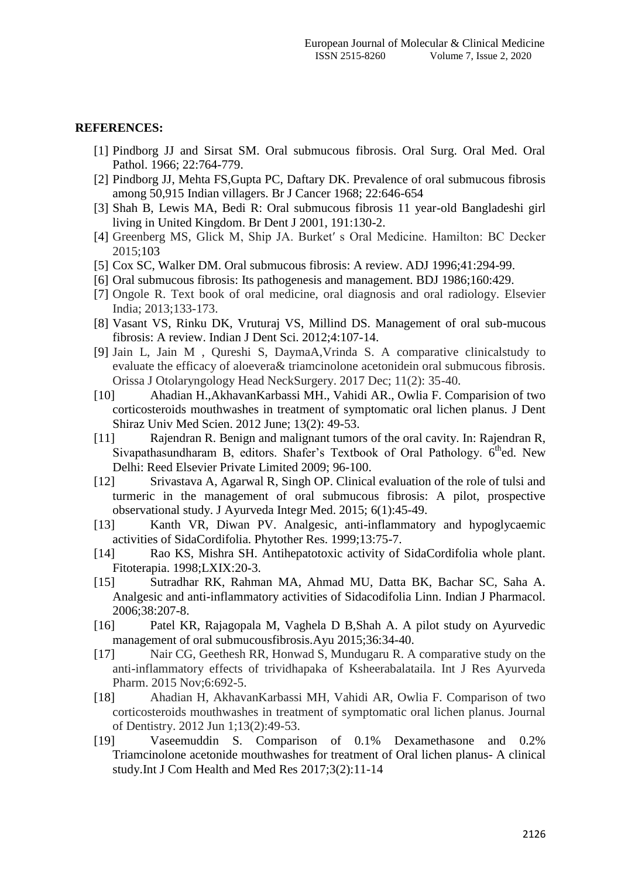**REFERENCES:**

[1] Pindborg JJ and Sirsat SM. Oral submucous fibrosis. Oral Surg. Oral Med. Oral Pathol. 1966; 22:764-779.

[2] Pindborg JJ, Mehta FS,Gupta PC, Daftary DK. Prevalence of oral submucous fibrosis among 50,915 Indian villagers. Br J Cancer 1968; 22:646-654

[3] Shah B, Lewis MA, Bedi R: Oral submucous fibrosis 11 year-old Bangladeshi girl living in United Kingdom. Br Dent J 2001, 191:130-2.

[4] Greenberg MS, Glick M, Ship JA. Burket′ s Oral Medicine. Hamilton: BC Decker 2015;103

[5] Cox SC, Walker DM. Oral submucous fibrosis: A review. ADJ 1996;41:294-99.

[6] Oral submucous fibrosis: Its pathogenesis and management. BDJ 1986;160:429.

[7] Ongole R. Text book of oral medicine, oral diagnosis and oral radiology. Elsevier India; 2013;133-173.

[8] Vasant VS, Rinku DK, Vruturaj VS, Millind DS. Management of oral sub-mucous fibrosis: A review. Indian J Dent Sci. 2012;4:107-14.

[9] Jain L, Jain M , Qureshi S, DaymaA,Vrinda S. A comparative clinicalstudy to evaluate the efficacy of aloevera& triamcinolone acetonidein oral submucous fibrosis. Orissa J Otolaryngology Head NeckSurgery. 2017 Dec; 11(2): 35-40.

[10] Ahadian H.,AkhavanKarbassi MH., Vahidi AR., Owlia F. Comparision of two corticosteroids mouthwashes in treatment of symptomatic oral lichen planus. J Dent Shiraz Univ Med Scien. 2012 June; 13(2): 49-53.

[11] Rajendran R. Benign and malignant tumors of the oral cavity. In: Rajendran R, Sivapathasundharam B, editors. Shafer's Textbook of Oral Pathology. 6thed. New Delhi: Reed Elsevier Private Limited 2009; 96-100.

[12] Srivastava A, Agarwal R, Singh OP. Clinical evaluation of the role of tulsi and turmeric in the management of oral submucous fibrosis: A pilot, prospective observational study. J Ayurveda Integr Med. 2015; 6(1):45-49.

[13] Kanth VR, Diwan PV. Analgesic, anti-inflammatory and hypoglycaemic activities of SidaCordifolia. Phytother Res. 1999;13:75-7.

[14] Rao KS, Mishra SH. Antihepatotoxic activity of SidaCordifolia whole plant. Fitoterapia. 1998;LXIX:20-3.

[15] Sutradhar RK, Rahman MA, Ahmad MU, Datta BK, Bachar SC, Saha A. Analgesic and anti-inflammatory activities of Sidacodifolia Linn. Indian J Pharmacol. 2006;38:207-8.

[16] Patel KR, Rajagopala M, Vaghela D B,Shah A. A pilot study on Ayurvedic management of oral submucousfibrosis.Ayu 2015;36:34-40.

[17] Nair CG, Geethesh RR, Honwad S, Mundugaru R. A comparative study on the anti-inflammatory effects of trividhapaka of Ksheerabalataila. Int J Res Ayurveda Pharm. 2015 Nov;6:692-5.

[18] Ahadian H, AkhavanKarbassi MH, Vahidi AR, Owlia F. Comparison of two corticosteroids mouthwashes in treatment of symptomatic oral lichen planus. Journal of Dentistry. 2012 Jun 1;13(2):49-53.

[19] Vaseemuddin S. Comparison of 0.1% Dexamethasone and 0.2% Triamcinolone acetonide mouthwashes for treatment of Oral lichen planus- A clinical study.Int J Com Health and Med Res 2017;3(2):11-14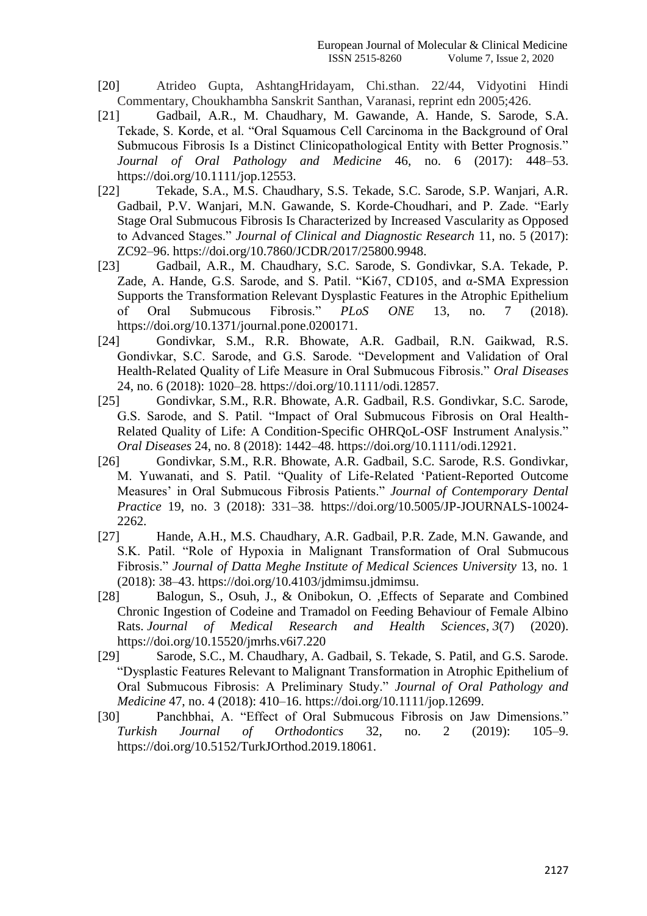[20] Atrideo Gupta, AshtangHridayam, Chi.sthan. 22/44, Vidyotini Hindi Commentary, Choukhambha Sanskrit Santhan, Varanasi, reprint edn 2005;426.

[21] Gadbail, A.R., M. Chaudhary, M. Gawande, A. Hande, S. Sarode, S.A. Tekade, S. Korde, et al. "Oral Squamous Cell Carcinoma in the Background of Oral Submucous Fibrosis Is a Distinct Clinicopathological Entity with Better Prognosis." *Journal of Oral Pathology and Medicine* 46, no. 6 (2017): 448–53. https://doi.org/10.1111/jop.12553.

[22] Tekade, S.A., M.S. Chaudhary, S.S. Tekade, S.C. Sarode, S.P. Wanjari, A.R. Gadbail, P.V. Wanjari, M.N. Gawande, S. Korde-Choudhari, and P. Zade. "Early Stage Oral Submucous Fibrosis Is Characterized by Increased Vascularity as Opposed to Advanced Stages." *Journal of Clinical and Diagnostic Research* 11, no. 5 (2017): ZC92–96. https://doi.org/10.7860/JCDR/2017/25800.9948.

[23] Gadbail, A.R., M. Chaudhary, S.C. Sarode, S. Gondivkar, S.A. Tekade, P. Zade, A. Hande, G.S. Sarode, and S. Patil. "Ki67, CD105, and α-SMA Expression Supports the Transformation Relevant Dysplastic Features in the Atrophic Epithelium of Oral Submucous Fibrosis." *PLoS ONE* 13, no. 7 (2018). https://doi.org/10.1371/journal.pone.0200171.

[24] Gondivkar, S.M., R.R. Bhowate, A.R. Gadbail, R.N. Gaikwad, R.S. Gondivkar, S.C. Sarode, and G.S. Sarode. "Development and Validation of Oral Health-Related Quality of Life Measure in Oral Submucous Fibrosis." *Oral Diseases* 24, no. 6 (2018): 1020–28. https://doi.org/10.1111/odi.12857.

[25] Gondivkar, S.M., R.R. Bhowate, A.R. Gadbail, R.S. Gondivkar, S.C. Sarode, G.S. Sarode, and S. Patil. "Impact of Oral Submucous Fibrosis on Oral Health-Related Quality of Life: A Condition-Specific OHRQoL-OSF Instrument Analysis." *Oral Diseases* 24, no. 8 (2018): 1442–48. https://doi.org/10.1111/odi.12921.

[26] Gondivkar, S.M., R.R. Bhowate, A.R. Gadbail, S.C. Sarode, R.S. Gondivkar, M. Yuwanati, and S. Patil. "Quality of Life-Related 'Patient-Reported Outcome Measures' in Oral Submucous Fibrosis Patients." *Journal of Contemporary Dental Practice* 19, no. 3 (2018): 331–38. https://doi.org/10.5005/JP-JOURNALS-10024-2262.

[27] Hande, A.H., M.S. Chaudhary, A.R. Gadbail, P.R. Zade, M.N. Gawande, and S.K. Patil. "Role of Hypoxia in Malignant Transformation of Oral Submucous Fibrosis." *Journal of Datta Meghe Institute of Medical Sciences University* 13, no. 1 (2018): 38–43. https://doi.org/10.4103/jdmimsu.jdmimsu.

[28] Balogun, S., Osuh, J., & Onibokun, O. ,Effects of Separate and Combined Chronic Ingestion of Codeine and Tramadol on Feeding Behaviour of Female Albino Rats. *Journal of Medical Research and Health Sciences*, *3*(7) (2020). https://doi.org/10.15520/jmrhs.v6i7.220

[29] Sarode, S.C., M. Chaudhary, A. Gadbail, S. Tekade, S. Patil, and G.S. Sarode. "Dysplastic Features Relevant to Malignant Transformation in Atrophic Epithelium of Oral Submucous Fibrosis: A Preliminary Study." *Journal of Oral Pathology and Medicine* 47, no. 4 (2018): 410–16. https://doi.org/10.1111/jop.12699.

[30] Panchbhai, A. "Effect of Oral Submucous Fibrosis on Jaw Dimensions." *Turkish Journal of Orthodontics* 32, no. 2 (2019): 105–9. https://doi.org/10.5152/TurkJOrthod.2019.18061.